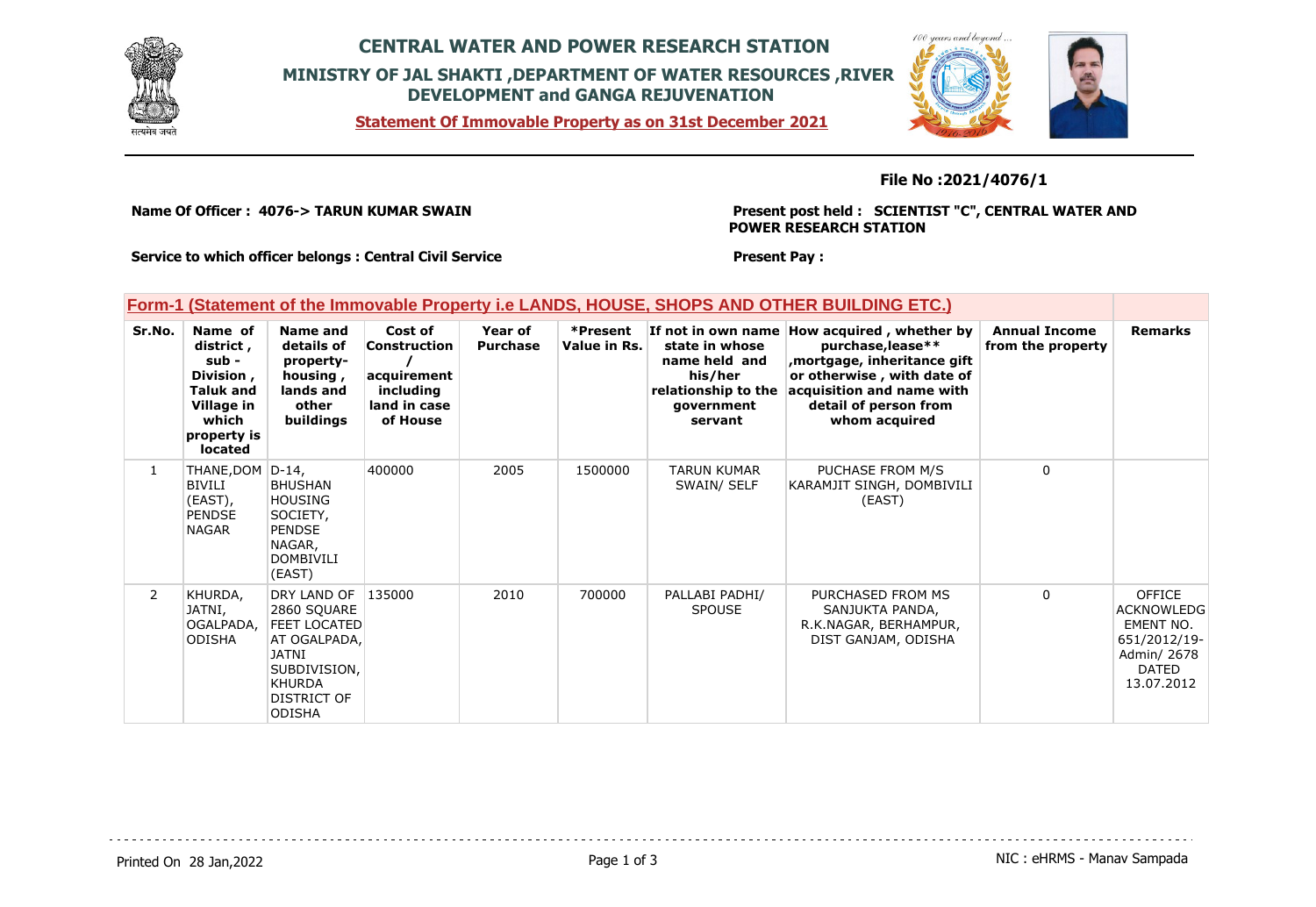# CENTRAL WATER AND POWER RESEARCH STATION

## MINISTRY OF JAL SHAKTI ,DEPARTMENT OF WATER RESOURCES ,RIVER DEVELOPMENT and GANGA REJUVENATION

**Statement Of Immovable Property as on 31st December 2021**

**File No :2021/4076/1**

**Name Of Officer : 4076-> TARUN KUMAR SWAIN**

**Present post held : SCIENTIST "C", CENTRAL WATER AND POWER RESEARCH STATION**

**Service to which officer belongs : Central Civil Service**

**Present Pay :**

### Form-1 (Statement of the Immovable Property i.e LANDS, HOUSE, SHOPS AND OTHER BUILDING ETC.)

| Sr.No. | Name of district , sub - Division , Taluk and Village in which property is located | Name and details of property- housing , lands and other buildings | Cost of Construction / acquirement including land in case of House | Year of Purchase | *Present Value in Rs. | If not in own name state in whose name held and his/her relationship to the government servant | How acquired , whether by purchase,lease** ,mortgage, inheritance gift or otherwise , with date of acquisition and name with detail of person from whom acquired | Annual Income from the property | Remarks |
|---|---|---|---|---|---|---|---|---|---|
| 1 | THANE,DOMBIVILI (EAST), PENDSE NAGAR | D-14, BHUSHAN HOUSING SOCIETY, PENDSE NAGAR, DOMBIVILI (EAST) | 400000 | 2005 | 1500000 | TARUN KUMAR SWAIN/ SELF | PUCHASE FROM M/S KARAMJIT SINGH, DOMBIVILI (EAST) | 0 | |
| 2 | KHURDA, JATNI, OGALPADA, ODISHA | DRY LAND OF 2860 SQUARE FEET LOCATED AT OGALPADA, JATNI SUBDIVISION, KHURDA DISTRICT OF ODISHA | 135000 | 2010 | 700000 | PALLABI PADHI/ SPOUSE | PURCHASED FROM MS SANJUKTA PANDA, R.K.NAGAR, BERHAMPUR, DIST GANJAM, ODISHA | 0 | OFFICE ACKNOWLEDGEMENT NO. 651/2012/19-Admin/ 2678 DATED 13.07.2012 |

Printed On 28 Jan,2022

NIC : eHRMS - Manav Sampada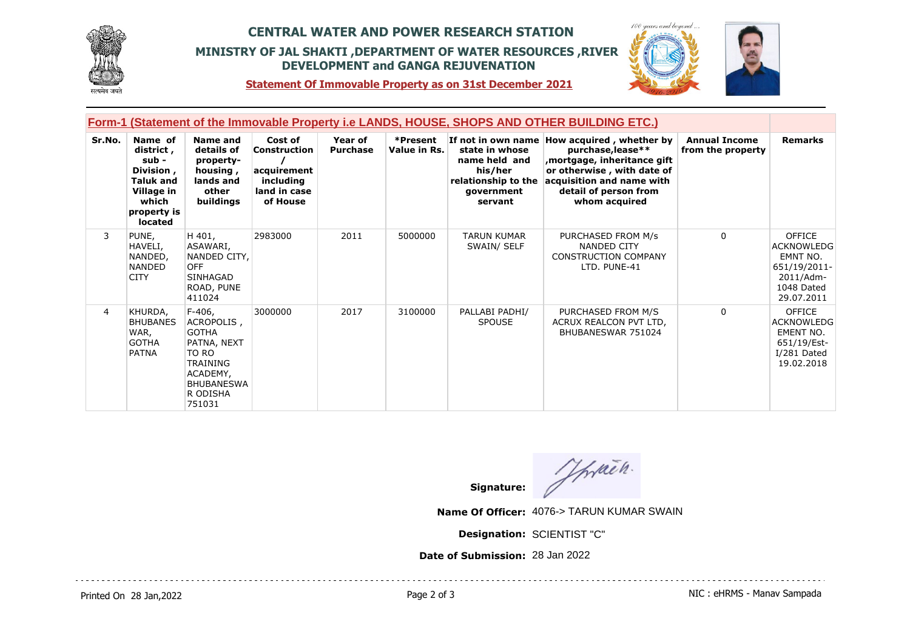# CENTRAL WATER AND POWER RESEARCH STATION

## MINISTRY OF JAL SHAKTI ,DEPARTMENT OF WATER RESOURCES ,RIVER DEVELOPMENT and GANGA REJUVENATION

**Statement Of Immovable Property as on 31st December 2021**

### Form-1 (Statement of the Immovable Property i.e LANDS, HOUSE, SHOPS AND OTHER BUILDING ETC.)

| Sr.No. | Name of district , sub - Division , Taluk and Village in which property is located | Name and details of property- housing , lands and other buildings | Cost of Construction / acquirement including land in case of House | Year of Purchase | *Present Value in Rs. | If not in own name state in whose name held and his/her relationship to the government servant | How acquired , whether by purchase,lease** ,mortgage, inheritance gift or otherwise , with date of acquisition and name with detail of person from whom acquired | Annual Income from the property | Remarks |
|---|---|---|---|---|---|---|---|---|---|
| 3 | PUNE, HAVELI, NANDED, NANDED CITY | H 401, ASAWARI, NANDED CITY, OFF SINHAGAD ROAD, PUNE 411024 | 2983000 | 2011 | 5000000 | TARUN KUMAR SWAIN/ SELF | PURCHASED FROM M/s NANDED CITY CONSTRUCTION COMPANY LTD. PUNE-41 | 0 | OFFICE ACKNOWLEDGEMNT NO. 651/19/2011-2011/Adm-1048 Dated 29.07.2011 |
| 4 | KHURDA, BHUBANESWAR, GOTHA PATNA | F-406, ACROPOLIS , GOTHA PATNA, NEXT TO RO TRAINING ACADEMY, BHUBANESWAR ODISHA 751031 | 3000000 | 2017 | 3100000 | PALLABI PADHI/ SPOUSE | PURCHASED FROM M/S ACRUX REALCON PVT LTD, BHUBANESWAR 751024 | 0 | OFFICE ACKNOWLEDGEMENT NO. 651/19/Est-I/281 Dated 19.02.2018 |

**Signature:**

**Name Of Officer:** 4076-> TARUN KUMAR SWAIN

**Designation:** SCIENTIST "C"

**Date of Submission:** 28 Jan 2022

Printed On 28 Jan,2022

NIC : eHRMS - Manav Sampada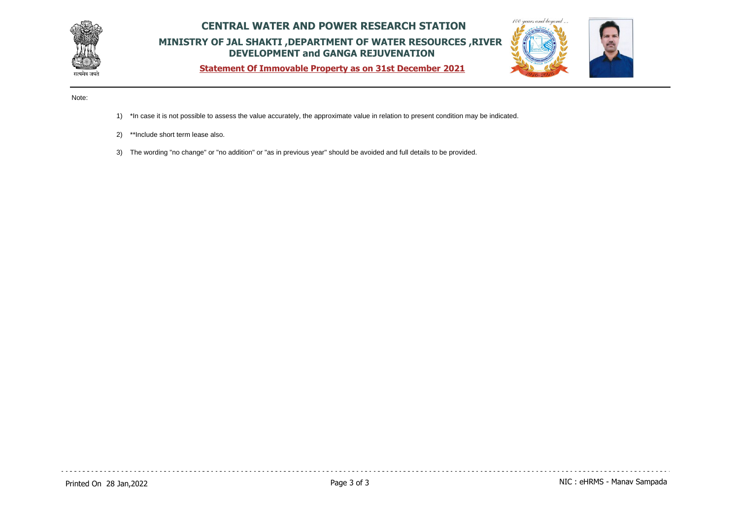# CENTRAL WATER AND POWER RESEARCH STATION

## MINISTRY OF JAL SHAKTI ,DEPARTMENT OF WATER RESOURCES ,RIVER DEVELOPMENT and GANGA REJUVENATION

**Statement Of Immovable Property as on 31st December 2021**

Note:

1) *In case it is not possible to assess the value accurately, the approximate value in relation to present condition may be indicated.
2) **Include short term lease also.
3) The wording "no change" or "no addition" or "as in previous year" should be avoided and full details to be provided.

Printed On 28 Jan,2022

NIC : eHRMS - Manav Sampada